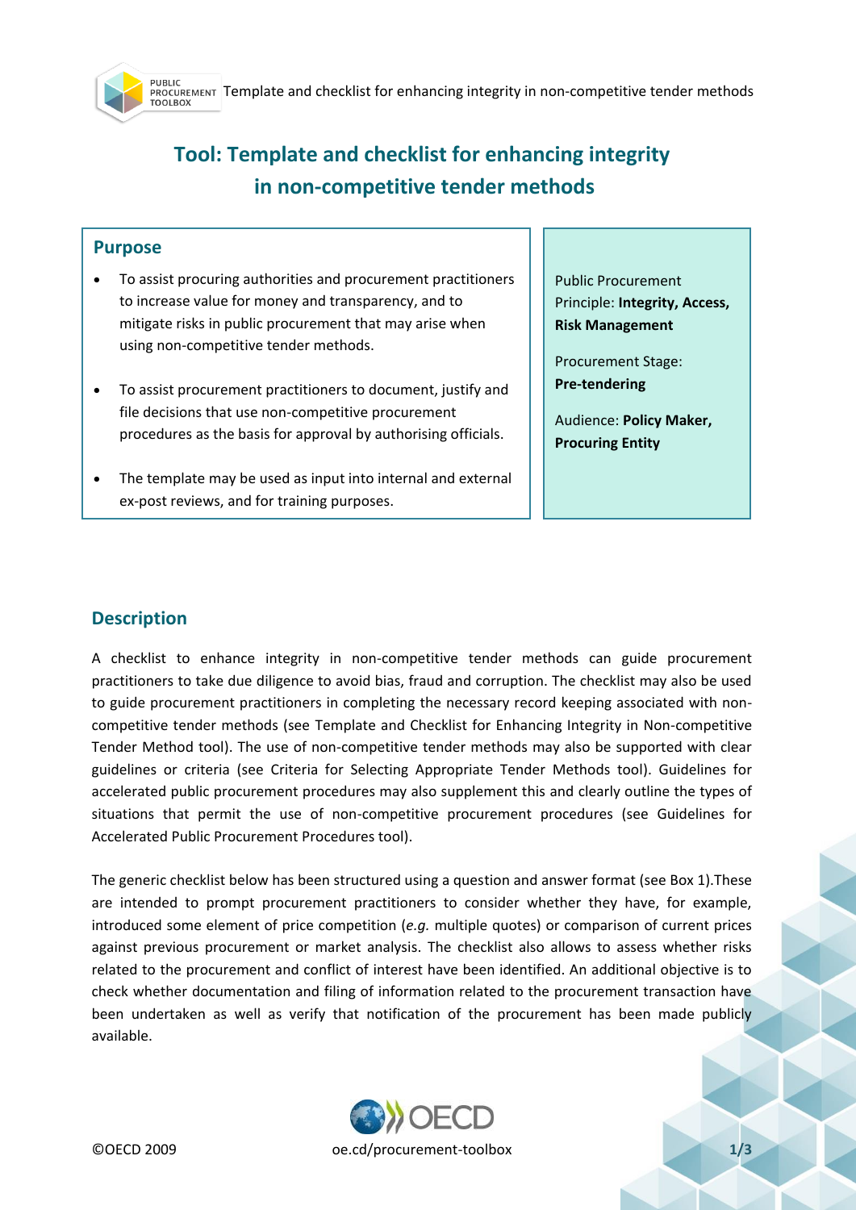# Tool: Template and checklist for enhancing integrity in non-competitive tender methods

## Purpose

- To assist procuring authorities and procurement practitioners to increase value for money and transparency, and to mitigate risks in public procurement that may arise when using non-competitive tender methods.
- To assist procurement practitioners to document, justify and file decisions that use non-competitive procurement procedures as the basis for approval by authorising officials.
- The template may be used as input into internal and external ex-post reviews, and for training purposes.

Public Procurement Principle: **Integrity, Access, Risk Management**

Procurement Stage: **Pre-tendering**

Audience: **Policy Maker, Procuring Entity**

## Description

A checklist to enhance integrity in non-competitive tender methods can guide procurement practitioners to take due diligence to avoid bias, fraud and corruption. The checklist may also be used to guide procurement practitioners in completing the necessary record keeping associated with non-competitive tender methods (see Template and Checklist for Enhancing Integrity in Non-competitive Tender Method tool). The use of non-competitive tender methods may also be supported with clear guidelines or criteria (see Criteria for Selecting Appropriate Tender Methods tool). Guidelines for accelerated public procurement procedures may also supplement this and clearly outline the types of situations that permit the use of non-competitive procurement procedures (see Guidelines for Accelerated Public Procurement Procedures tool).

The generic checklist below has been structured using a question and answer format (see Box 1).These are intended to prompt procurement practitioners to consider whether they have, for example, introduced some element of price competition (*e.g.* multiple quotes) or comparison of current prices against previous procurement or market analysis. The checklist also allows to assess whether risks related to the procurement and conflict of interest have been identified. An additional objective is to check whether documentation and filing of information related to the procurement transaction have been undertaken as well as verify that notification of the procurement has been made publicly available.

©OECD 2009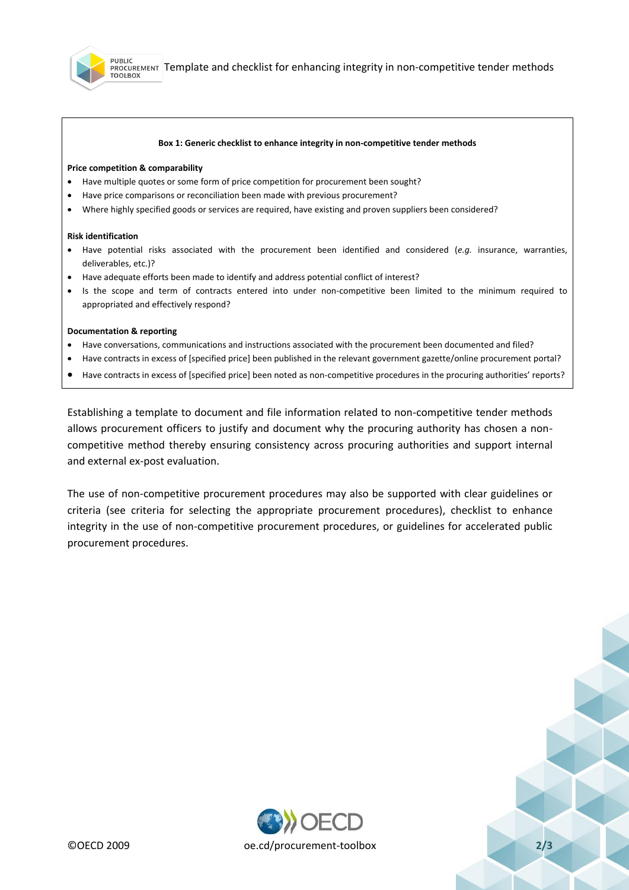**Box 1: Generic checklist to enhance integrity in non-competitive tender methods**

**Price competition & comparability**

- Have multiple quotes or some form of price competition for procurement been sought?
- Have price comparisons or reconciliation been made with previous procurement?
- Where highly specified goods or services are required, have existing and proven suppliers been considered?

**Risk identification**

- Have potential risks associated with the procurement been identified and considered (*e.g.* insurance, warranties, deliverables, etc.)?
- Have adequate efforts been made to identify and address potential conflict of interest?
- Is the scope and term of contracts entered into under non-competitive been limited to the minimum required to appropriated and effectively respond?

**Documentation & reporting**

- Have conversations, communications and instructions associated with the procurement been documented and filed?
- Have contracts in excess of [specified price] been published in the relevant government gazette/online procurement portal?
- Have contracts in excess of [specified price] been noted as non-competitive procedures in the procuring authorities' reports?

Establishing a template to document and file information related to non-competitive tender methods allows procurement officers to justify and document why the procuring authority has chosen a non-competitive method thereby ensuring consistency across procuring authorities and support internal and external ex-post evaluation.

The use of non-competitive procurement procedures may also be supported with clear guidelines or criteria (see criteria for selecting the appropriate procurement procedures), checklist to enhance integrity in the use of non-competitive procurement procedures, or guidelines for accelerated public procurement procedures.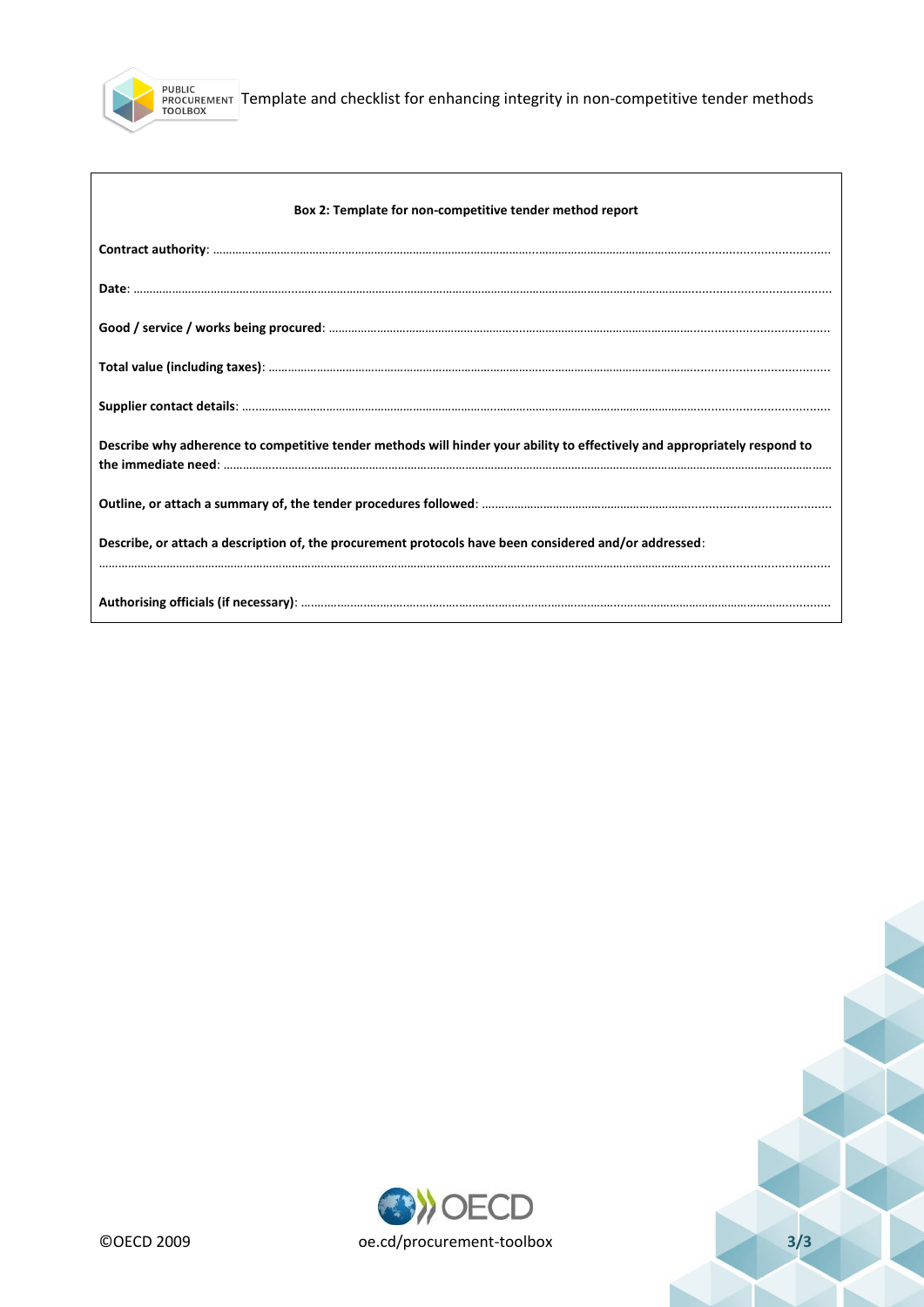**Box 2: Template for non-competitive tender method report**

**Contract authority**: ……………………………………………………………………………………………………………………………………

**Date**: ……………………………………………………………………………………………………………………………………………

**Good / service / works being procured**: ………………………………………………………………………………………………

**Total value (including taxes)**: ……………………………………………………………………………………………………………

**Supplier contact details**: …………………………………………………………………………………………………………………

**Describe why adherence to competitive tender methods will hinder your ability to effectively and appropriately respond to the immediate need**: ……………………………………………………………………………………………………………………

**Outline, or attach a summary of, the tender procedures followed**: …………………………………………………………………

**Describe, or attach a description of, the procurement protocols have been considered and/or addressed**:

……………………………………………………………………………………………………………………………………………………

**Authorising officials (if necessary)**: ……………………………………………………………………………………………………

©OECD 2009

oe.cd/procurement-toolbox